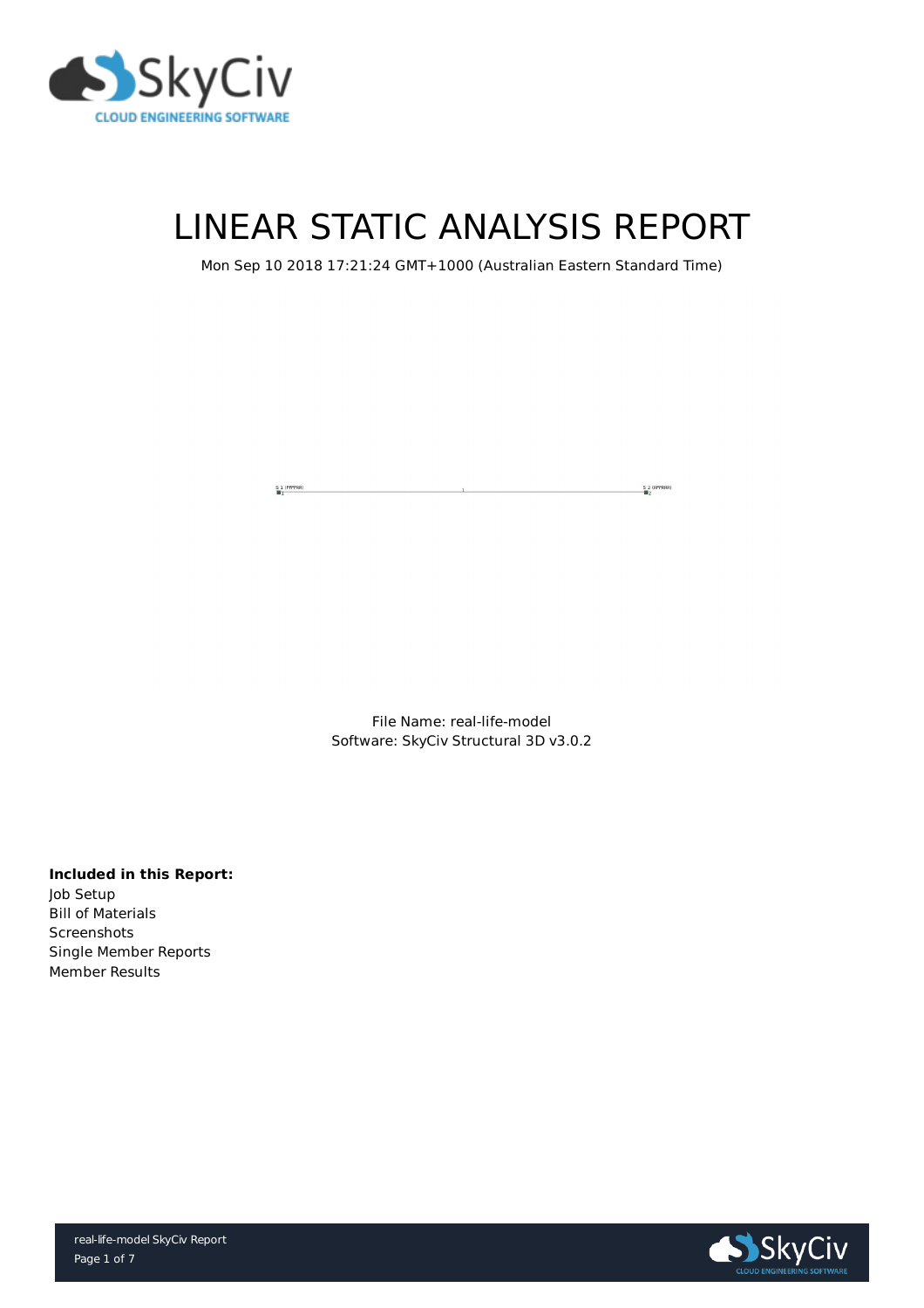# LINEAR STATIC ANALYSIS REPORT

Mon Sep 10 2018 17:21:24 GMT+1000 (Australian Eastern Standard Time)

File Name: real-life-model
Software: SkyCiv Structural 3D v3.0.2

**Included in this Report:**

Job Setup
Bill of Materials
Screenshots
Single Member Reports
Member Results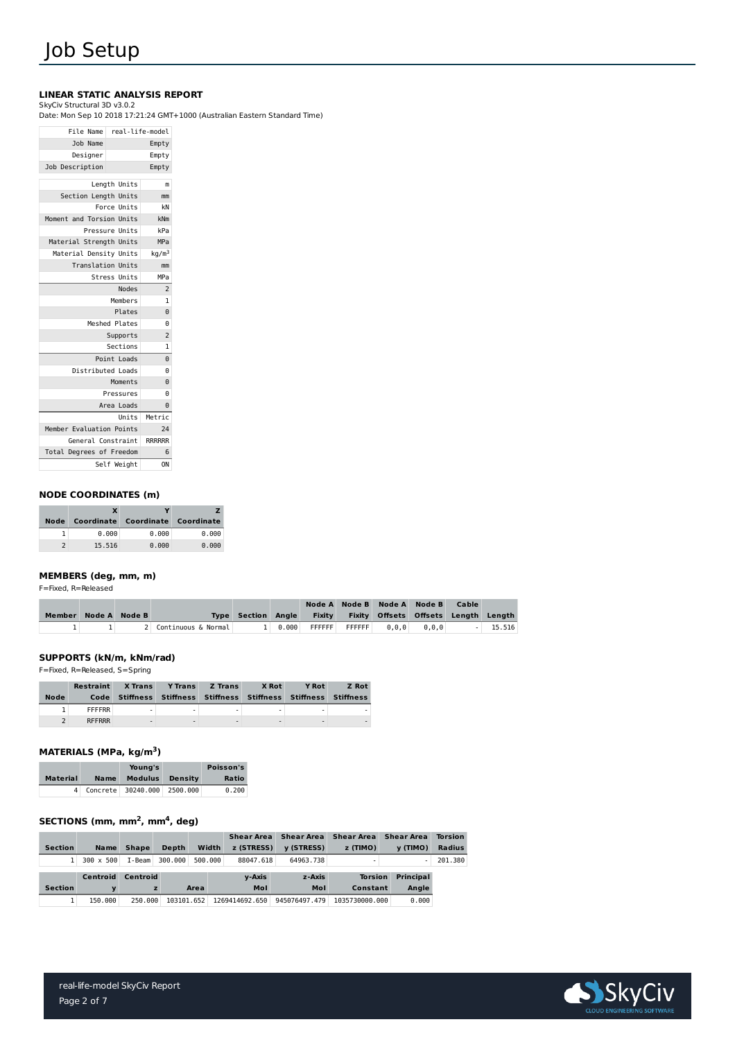# Job Setup

### LINEAR STATIC ANALYSIS REPORT

SkyCiv Structural 3D v3.0.2
Date: Mon Sep 10 2018 17:21:24 GMT+1000 (Australian Eastern Standard Time)

| | |
|---|---|
| File Name | real-life-model |
| Job Name | Empty |
| Designer | Empty |
| Job Description | Empty |

| | |
|---|---|
| Length Units | m |
| Section Length Units | mm |
| Force Units | kN |
| Moment and Torsion Units | kNm |
| Pressure Units | kPa |
| Material Strength Units | MPa |
| Material Density Units | kg/m$^3$ |
| Translation Units | mm |
| Stress Units | MPa |
| Nodes | 2 |
| Members | 1 |
| Plates | 0 |
| Meshed Plates | 0 |
| Supports | 2 |
| Sections | 1 |
| Point Loads | 0 |
| Distributed Loads | 0 |
| Moments | 0 |
| Pressures | 0 |
| Area Loads | 0 |
| Units | Metric |
| Member Evaluation Points | 24 |
| General Constraint | RRRRRR |
| Total Degrees of Freedom | 6 |
| Self Weight | ON |

### NODE COORDINATES (m)

| Node | X Coordinate | Y Coordinate | Z Coordinate |
|---|---|---|---|
| 1 | 0.000 | 0.000 | 0.000 |
| 2 | 15.516 | 0.000 | 0.000 |

### MEMBERS (deg, mm, m)

F=Fixed, R=Released

| Member | Node A | Node B | Type | Section | Angle | Node A Fixity | Node B Fixity | Node A Offsets | Node B Offsets | Cable Length | Length |
|---|---|---|---|---|---|---|---|---|---|---|---|
| 1 | 1 | 2 | Continuous & Normal | 1 | 0.000 | FFFFFF | FFFFFF | 0,0,0 | 0,0,0 | - | 15.516 |

### SUPPORTS (kN/m, kNm/rad)

F=Fixed, R=Released, S=Spring

| Node | Restraint Code | X Trans Stiffness | Y Trans Stiffness | Z Trans Stiffness | X Rot Stiffness | Y Rot Stiffness | Z Rot Stiffness |
|---|---|---|---|---|---|---|---|
| 1 | FFFFRR | - | - | - | - | - | - |
| 2 | RFFRRR | - | - | - | - | - | - |

### MATERIALS (MPa, kg/m$^3$)

| Material | Name | Young's Modulus | Density | Poisson's Ratio |
|---|---|---|---|---|
| 4 | Concrete | 30240.000 | 2500.000 | 0.200 |

### SECTIONS (mm, mm$^2$, mm$^4$, deg)

| Section | Name | Shape | Depth | Width | Shear Area z (STRESS) | Shear Area y (STRESS) | Shear Area z (TIMO) | Shear Area y (TIMO) | Torsion Radius |
|---|---|---|---|---|---|---|---|---|---|
| 1 | 300 x 500 | I-Beam | 300.000 | 500.000 | 88047.618 | 64963.738 | - | - | 201.380 |

| Section | Centroid y | Centroid z | Area | y-Axis MoI | z-Axis MoI | Torsion Constant | Principal Angle |
|---|---|---|---|---|---|---|---|
| 1 | 150.000 | 250.000 | 103101.652 | 1269414692.650 | 945076497.479 | 1035730000.000 | 0.000 |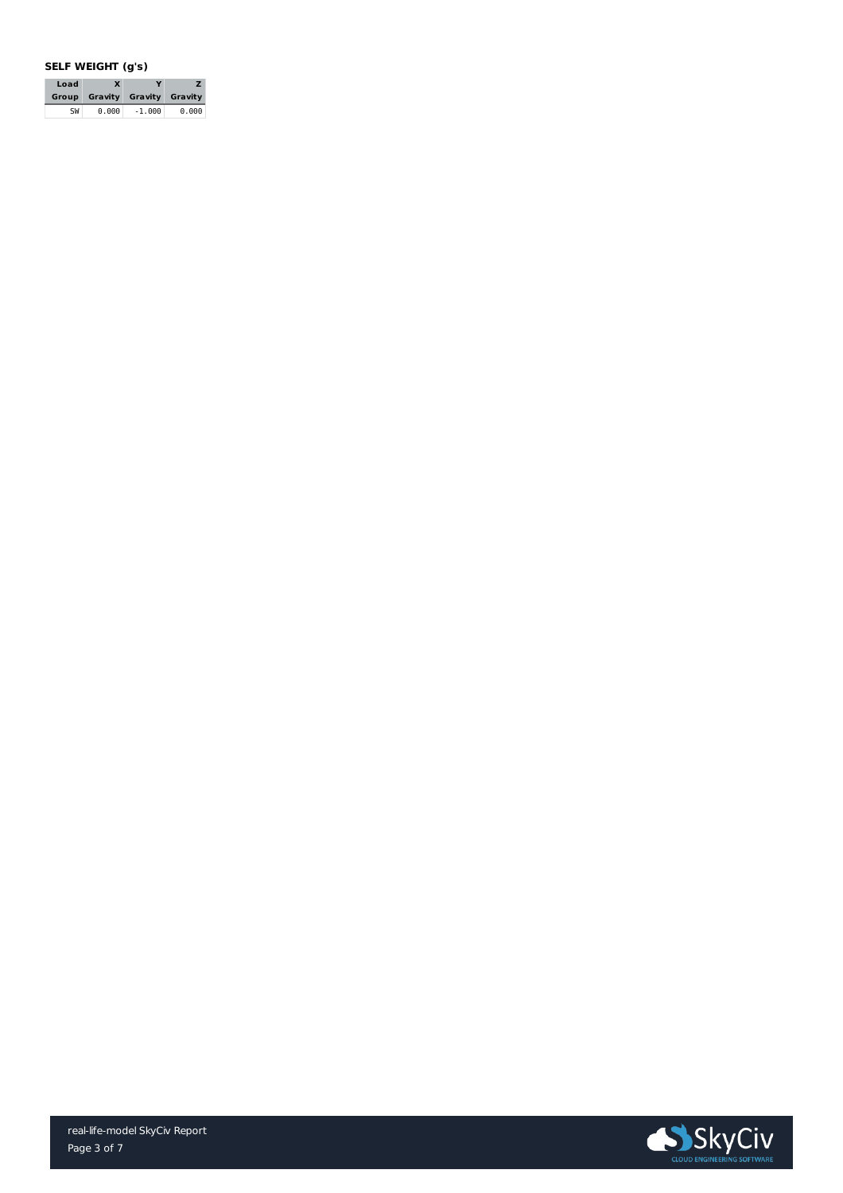### SELF WEIGHT (g's)

| Load Group | X Gravity | Y Gravity | Z Gravity |
|---|---|---|---|
| SW | 0.000 | -1.000 | 0.000 |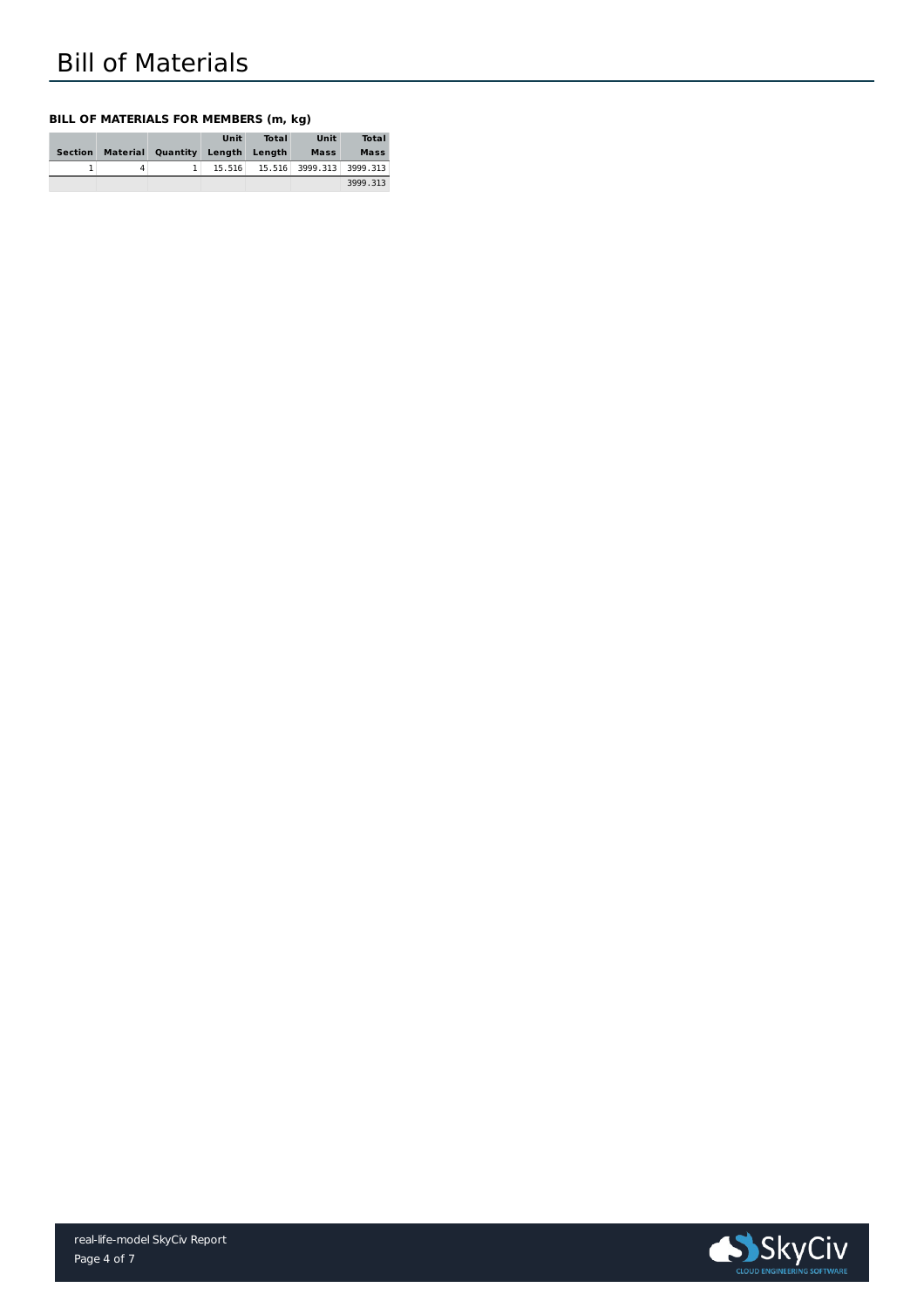# Bill of Materials

**BILL OF MATERIALS FOR MEMBERS (m, kg)**

| Section | Material | Quantity | Unit Length | Total Length | Unit Mass | Total Mass |
|---|---|---|---|---|---|---|
| 1 | 4 | 1 | 15.516 | 15.516 | 3999.313 | 3999.313 |
| | | | | | | 3999.313 |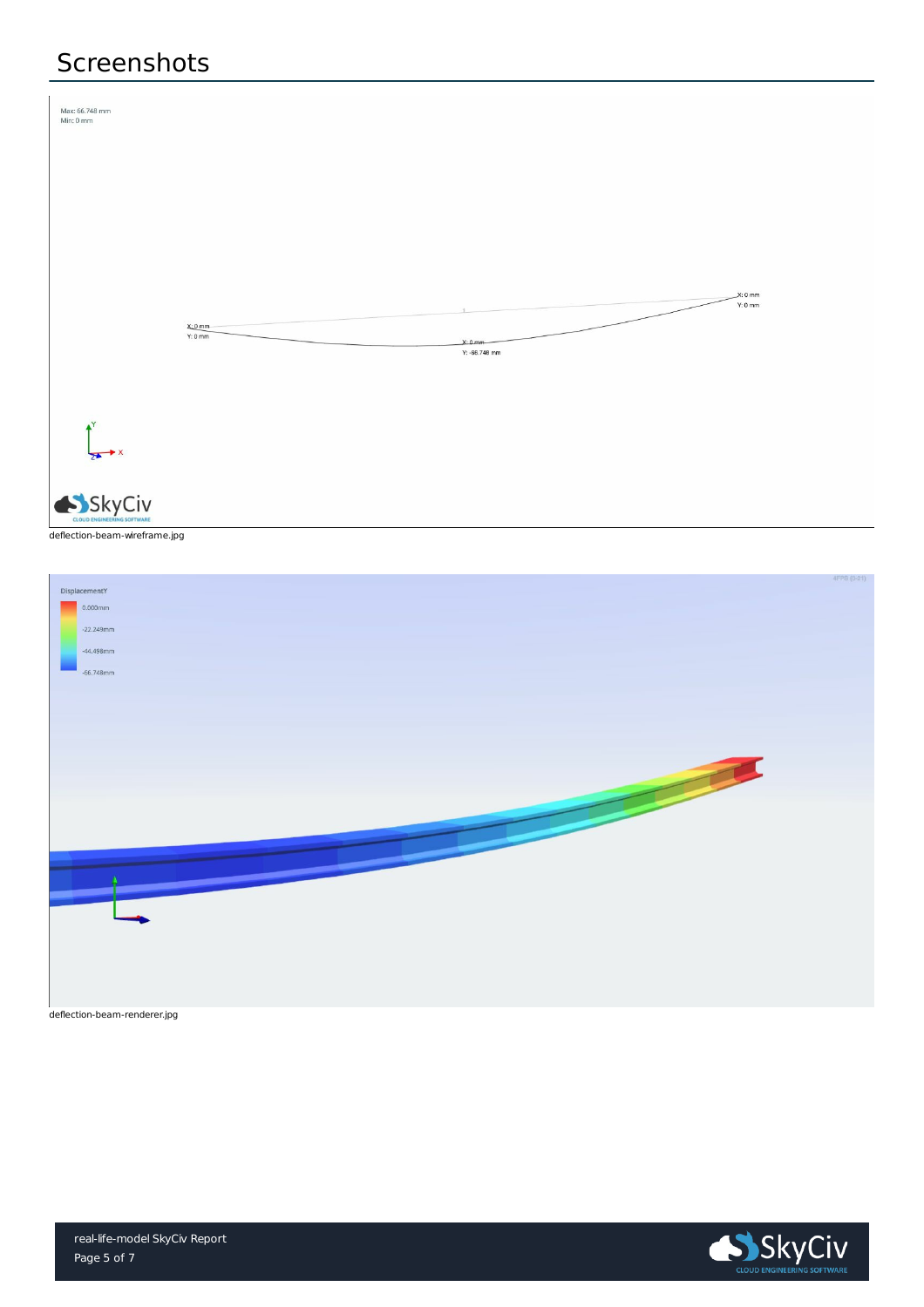# Screenshots

Max: 66.748 mm
Min: 0 mm

X: 0 mm
Y: 0 mm

X: 0 mm
Y: -66.748 mm

X: 0 mm
Y: 0 mm

deflection-beam-wireframe.jpg

DisplacementY

0.000mm

-22.249mm

-44.498mm

-66.748mm

deflection-beam-renderer.jpg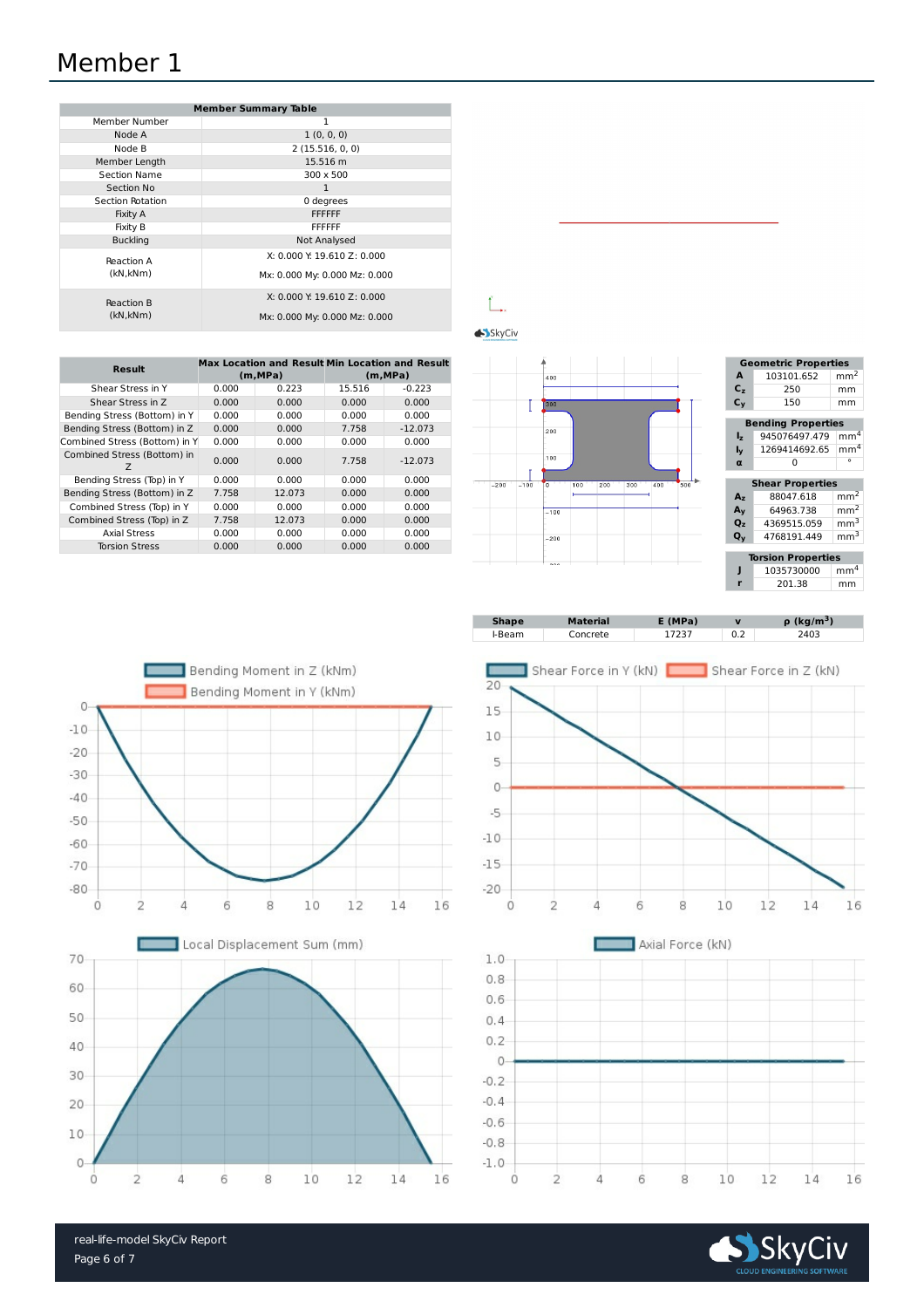# Member 1

| Member Summary Table | |
|---|---|
| Member Number | 1 |
| Node A | 1 (0, 0, 0) |
| Node B | 2 (15.516, 0, 0) |
| Member Length | 15.516 m |
| Section Name | 300 x 500 |
| Section No | 1 |
| Section Rotation | 0 degrees |
| Fixity A | FFFFFF |
| Fixity B | FFFFFF |
| Buckling | Not Analysed |
| Reaction A (kN,kNm) | X: 0.000 Y: 19.610 Z: 0.000 Mx: 0.000 My: 0.000 Mz: 0.000 |
| Reaction B (kN,kNm) | X: 0.000 Y: 19.610 Z: 0.000 Mx: 0.000 My: 0.000 Mz: 0.000 |

| Result | Max Location and Result (m,MPa) | | Min Location and Result (m,MPa) | |
|---|---|---|---|---|
| Shear Stress in Y | 0.000 | 0.223 | 15.516 | -0.223 |
| Shear Stress in Z | 0.000 | 0.000 | 0.000 | 0.000 |
| Bending Stress (Bottom) in Y | 0.000 | 0.000 | 0.000 | 0.000 |
| Bending Stress (Bottom) in Z | 0.000 | 0.000 | 7.758 | -12.073 |
| Combined Stress (Bottom) in Y | 0.000 | 0.000 | 0.000 | 0.000 |
| Combined Stress (Bottom) in Z | 0.000 | 0.000 | 7.758 | -12.073 |
| Bending Stress (Top) in Y | 0.000 | 0.000 | 0.000 | 0.000 |
| Bending Stress (Bottom) in Z | 7.758 | 12.073 | 0.000 | 0.000 |
| Combined Stress (Top) in Y | 0.000 | 0.000 | 0.000 | 0.000 |
| Combined Stress (Top) in Z | 7.758 | 12.073 | 0.000 | 0.000 |
| Axial Stress | 0.000 | 0.000 | 0.000 | 0.000 |
| Torsion Stress | 0.000 | 0.000 | 0.000 | 0.000 |

| Geometric Properties | | |
|---|---|---|
| A | 103101.652 | $mm^2$ |
| $C_z$ | 250 | mm |
| $C_y$ | 150 | mm |

| Bending Properties | | |
|---|---|---|
| $I_z$ | 945076497.479 | $mm^4$ |
| $I_y$ | 1269414692.65 | $mm^4$ |
| α | 0 | ° |

| Shear Properties | | |
|---|---|---|
| $A_z$ | 88047.618 | $mm^2$ |
| $A_y$ | 64963.738 | $mm^2$ |
| $Q_z$ | 4369515.059 | $mm^3$ |
| $Q_y$ | 4768191.449 | $mm^3$ |

| Torsion Properties | | |
|---|---|---|
| J | 1035730000 | $mm^4$ |
| r | 201.38 | mm |

| Shape | Material | E (MPa) | v | ρ ($kg/m^3$) |
|---|---|---|---|---|
| I-Beam | Concrete | 17237 | 0.2 | 2403 |

Bending Moment in Z (kNm) / Bending Moment in Y (kNm)

Shear Force in Y (kN) / Shear Force in Z (kN)

Local Displacement Sum (mm)

Axial Force (kN)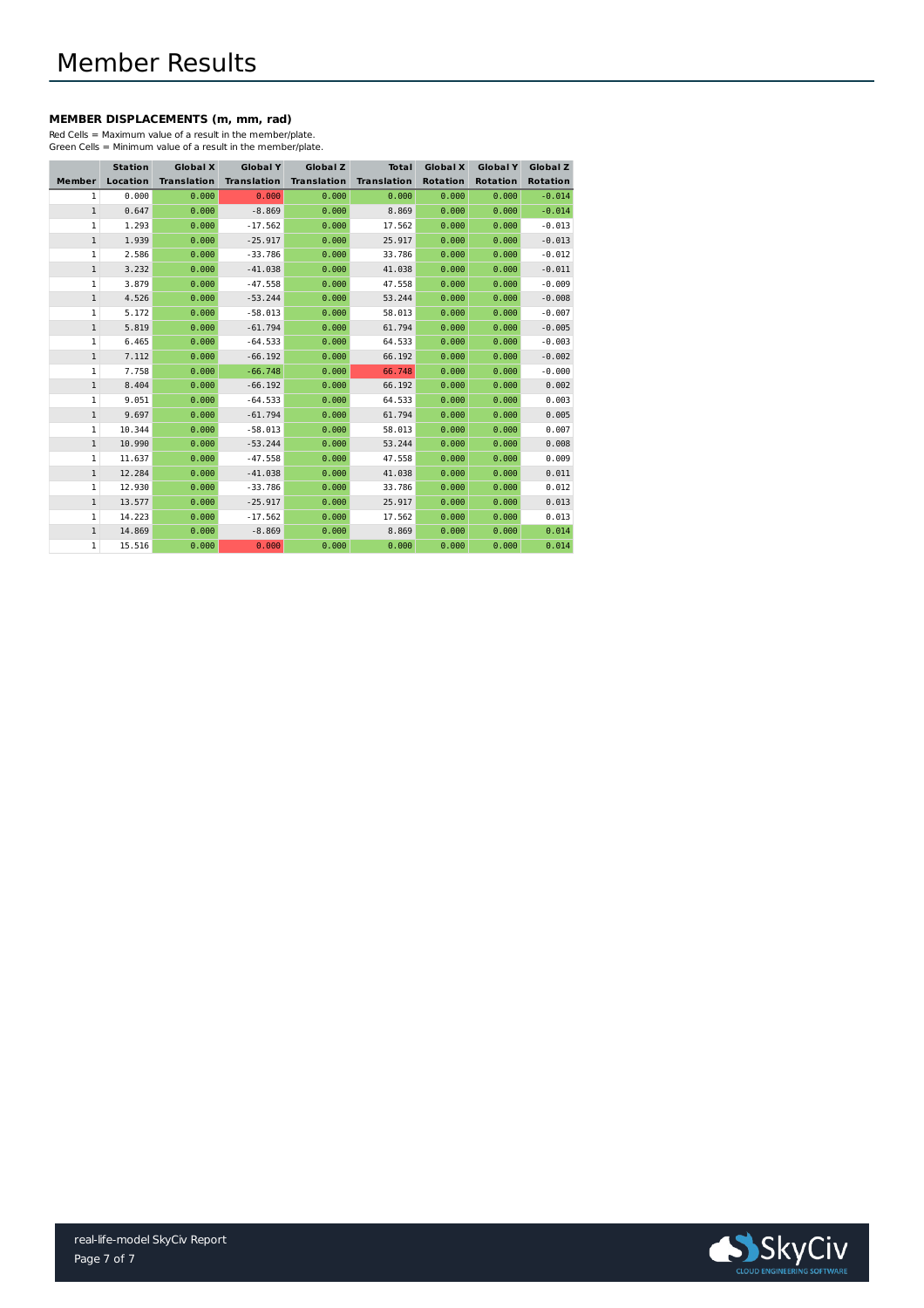# Member Results

**MEMBER DISPLACEMENTS (m, mm, rad)**

Red Cells = Maximum value of a result in the member/plate.
Green Cells = Minimum value of a result in the member/plate.

| Member | Station Location | Global X Translation | Global Y Translation | Global Z Translation | Total Translation | Global X Rotation | Global Y Rotation | Global Z Rotation |
|---|---|---|---|---|---|---|---|---|
| 1 | 0.000 | 0.000 | 0.000 | 0.000 | 0.000 | 0.000 | 0.000 | -0.014 |
| 1 | 0.647 | 0.000 | -8.869 | 0.000 | 8.869 | 0.000 | 0.000 | -0.014 |
| 1 | 1.293 | 0.000 | -17.562 | 0.000 | 17.562 | 0.000 | 0.000 | -0.013 |
| 1 | 1.939 | 0.000 | -25.917 | 0.000 | 25.917 | 0.000 | 0.000 | -0.013 |
| 1 | 2.586 | 0.000 | -33.786 | 0.000 | 33.786 | 0.000 | 0.000 | -0.012 |
| 1 | 3.232 | 0.000 | -41.038 | 0.000 | 41.038 | 0.000 | 0.000 | -0.011 |
| 1 | 3.879 | 0.000 | -47.558 | 0.000 | 47.558 | 0.000 | 0.000 | -0.009 |
| 1 | 4.526 | 0.000 | -53.244 | 0.000 | 53.244 | 0.000 | 0.000 | -0.008 |
| 1 | 5.172 | 0.000 | -58.013 | 0.000 | 58.013 | 0.000 | 0.000 | -0.007 |
| 1 | 5.819 | 0.000 | -61.794 | 0.000 | 61.794 | 0.000 | 0.000 | -0.005 |
| 1 | 6.465 | 0.000 | -64.533 | 0.000 | 64.533 | 0.000 | 0.000 | -0.003 |
| 1 | 7.112 | 0.000 | -66.192 | 0.000 | 66.192 | 0.000 | 0.000 | -0.002 |
| 1 | 7.758 | 0.000 | -66.748 | 0.000 | 66.748 | 0.000 | 0.000 | -0.000 |
| 1 | 8.404 | 0.000 | -66.192 | 0.000 | 66.192 | 0.000 | 0.000 | 0.002 |
| 1 | 9.051 | 0.000 | -64.533 | 0.000 | 64.533 | 0.000 | 0.000 | 0.003 |
| 1 | 9.697 | 0.000 | -61.794 | 0.000 | 61.794 | 0.000 | 0.000 | 0.005 |
| 1 | 10.344 | 0.000 | -58.013 | 0.000 | 58.013 | 0.000 | 0.000 | 0.007 |
| 1 | 10.990 | 0.000 | -53.244 | 0.000 | 53.244 | 0.000 | 0.000 | 0.008 |
| 1 | 11.637 | 0.000 | -47.558 | 0.000 | 47.558 | 0.000 | 0.000 | 0.009 |
| 1 | 12.284 | 0.000 | -41.038 | 0.000 | 41.038 | 0.000 | 0.000 | 0.011 |
| 1 | 12.930 | 0.000 | -33.786 | 0.000 | 33.786 | 0.000 | 0.000 | 0.012 |
| 1 | 13.577 | 0.000 | -25.917 | 0.000 | 25.917 | 0.000 | 0.000 | 0.013 |
| 1 | 14.223 | 0.000 | -17.562 | 0.000 | 17.562 | 0.000 | 0.000 | 0.013 |
| 1 | 14.869 | 0.000 | -8.869 | 0.000 | 8.869 | 0.000 | 0.000 | 0.014 |
| 1 | 15.516 | 0.000 | 0.000 | 0.000 | 0.000 | 0.000 | 0.000 | 0.014 |